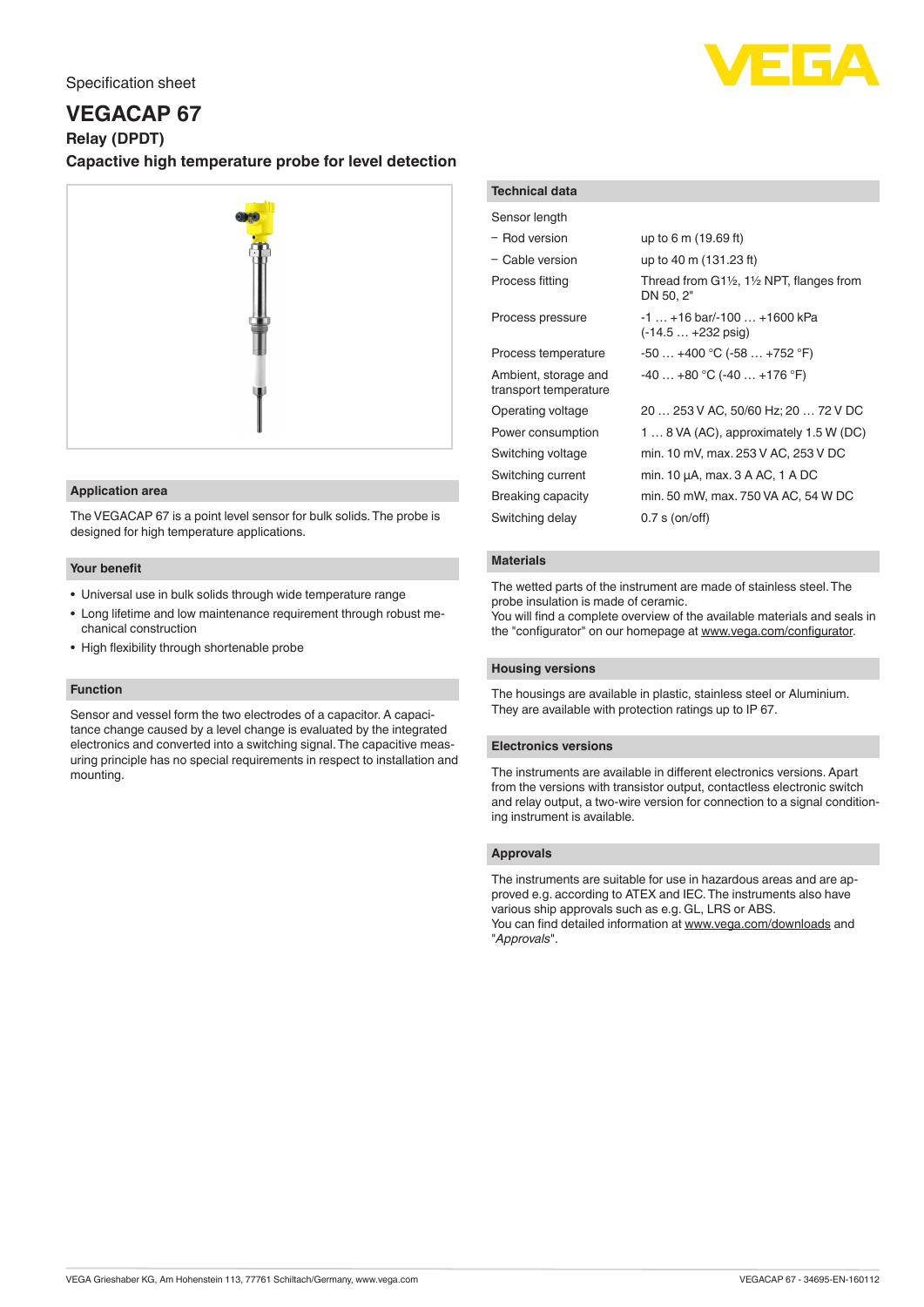Specification sheet

# VEGACAP 67

**Relay (DPDT)**

**Capactive high temperature probe for level detection**

## Application area

The VEGACAP 67 is a point level sensor for bulk solids. The probe is designed for high temperature applications.

## Your benefit

- Universal use in bulk solids through wide temperature range
- Long lifetime and low maintenance requirement through robust mechanical construction
- High flexibility through shortenable probe

## Function

Sensor and vessel form the two electrodes of a capacitor. A capacitance change caused by a level change is evaluated by the integrated electronics and converted into a switching signal. The capacitive measuring principle has no special requirements in respect to installation and mounting.

## Technical data

| | |
|---|---|
| Sensor length | |
| − Rod version | up to 6 m (19.69 ft) |
| − Cable version | up to 40 m (131.23 ft) |
| Process fitting | Thread from G1½, 1½ NPT, flanges from DN 50, 2" |
| Process pressure | -1 … +16 bar/-100 … +1600 kPa (-14.5 … +232 psig) |
| Process temperature | -50 … +400 °C (-58 … +752 °F) |
| Ambient, storage and transport temperature | -40 … +80 °C (-40 … +176 °F) |
| Operating voltage | 20 … 253 V AC, 50/60 Hz; 20 … 72 V DC |
| Power consumption | 1 … 8 VA (AC), approximately 1.5 W (DC) |
| Switching voltage | min. 10 mV, max. 253 V AC, 253 V DC |
| Switching current | min. 10 µA, max. 3 A AC, 1 A DC |
| Breaking capacity | min. 50 mW, max. 750 VA AC, 54 W DC |
| Switching delay | 0.7 s (on/off) |

## Materials

The wetted parts of the instrument are made of stainless steel. The probe insulation is made of ceramic.
You will find a complete overview of the available materials and seals in the "configurator" on our homepage at www.vega.com/configurator.

## Housing versions

The housings are available in plastic, stainless steel or Aluminium. They are available with protection ratings up to IP 67.

## Electronics versions

The instruments are available in different electronics versions. Apart from the versions with transistor output, contactless electronic switch and relay output, a two-wire version for connection to a signal conditioning instrument is available.

## Approvals

The instruments are suitable for use in hazardous areas and are approved e.g. according to ATEX and IEC. The instruments also have various ship approvals such as e.g. GL, LRS or ABS.
You can find detailed information at www.vega.com/downloads and "*Approvals*".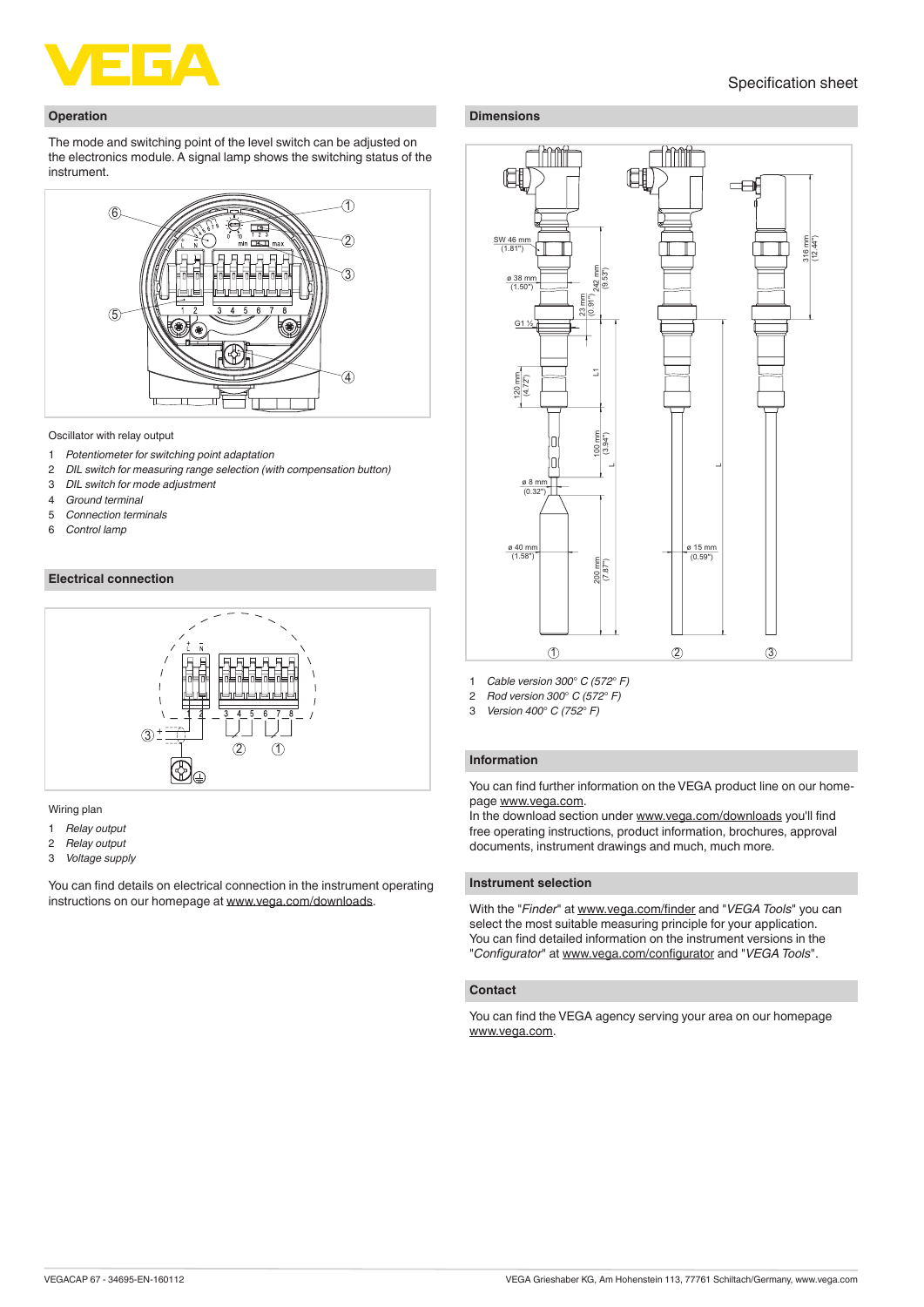## Operation

The mode and switching point of the level switch can be adjusted on the electronics module. A signal lamp shows the switching status of the instrument.

Oscillator with relay output

1. *Potentiometer for switching point adaptation*
2. *DIL switch for measuring range selection (with compensation button)*
3. *DIL switch for mode adjustment*
4. *Ground terminal*
5. *Connection terminals*
6. *Control lamp*

## Electrical connection

Wiring plan

1. *Relay output*
2. *Relay output*
3. *Voltage supply*

You can find details on electrical connection in the instrument operating instructions on our homepage at www.vega.com/downloads.

## Dimensions

1. *Cable version 300° C (572° F)*
2. *Rod version 300° C (572° F)*
3. *Version 400° C (752° F)*

## Information

You can find further information on the VEGA product line on our homepage www.vega.com.
In the download section under www.vega.com/downloads you'll find free operating instructions, product information, brochures, approval documents, instrument drawings and much, much more.

## Instrument selection

With the "*Finder*" at www.vega.com/finder and "*VEGA Tools*" you can select the most suitable measuring principle for your application.
You can find detailed information on the instrument versions in the "*Configurator*" at www.vega.com/configurator and "*VEGA Tools*".

## Contact

You can find the VEGA agency serving your area on our homepage www.vega.com.